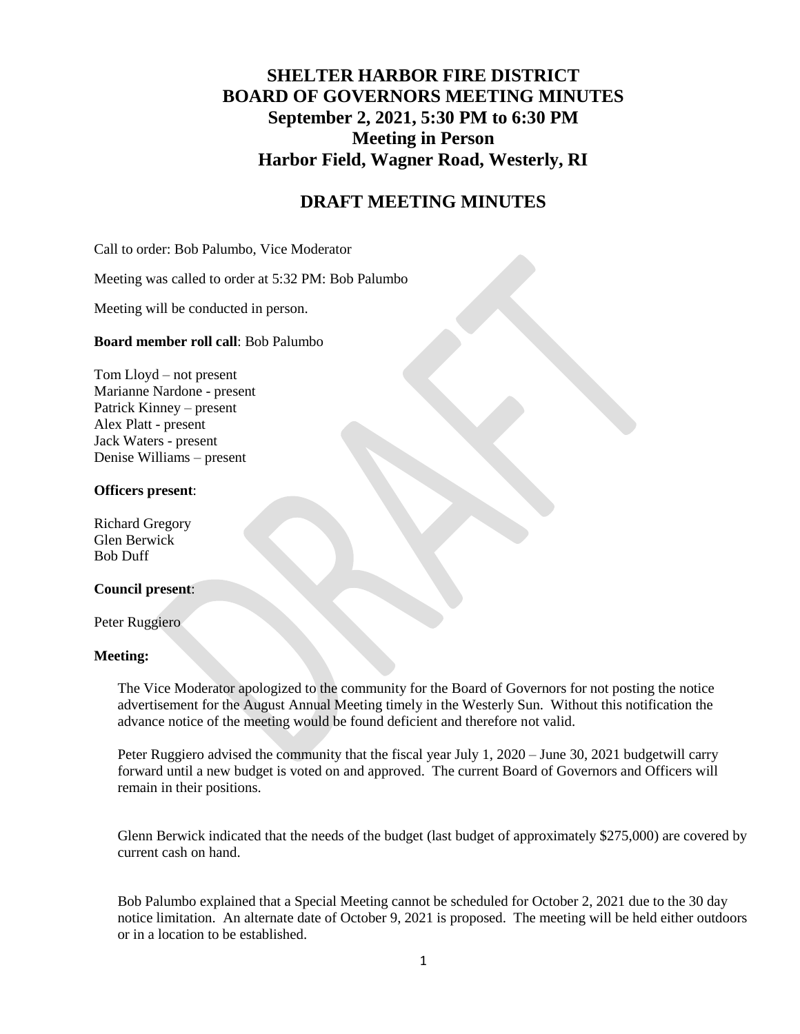# SHELTER HARBOR FIRE DISTRICT
# BOARD OF GOVERNORS MEETING MINUTES
# September 2, 2021, 5:30 PM to 6:30 PM
# Meeting in Person
# Harbor Field, Wagner Road, Westerly, RI

## DRAFT MEETING MINUTES

Call to order: Bob Palumbo, Vice Moderator

Meeting was called to order at 5:32 PM: Bob Palumbo

Meeting will be conducted in person.

**Board member roll call**: Bob Palumbo

Tom Lloyd – not present
Marianne Nardone - present
Patrick Kinney – present
Alex Platt - present
Jack Waters - present
Denise Williams – present

**Officers present**:

Richard Gregory
Glen Berwick
Bob Duff

**Council present**:

Peter Ruggiero

**Meeting:**

The Vice Moderator apologized to the community for the Board of Governors for not posting the notice advertisement for the August Annual Meeting timely in the Westerly Sun. Without this notification the advance notice of the meeting would be found deficient and therefore not valid.

Peter Ruggiero advised the community that the fiscal year July 1, 2020 – June 30, 2021 budgetwill carry forward until a new budget is voted on and approved. The current Board of Governors and Officers will remain in their positions.

Glenn Berwick indicated that the needs of the budget (last budget of approximately $275,000) are covered by current cash on hand.

Bob Palumbo explained that a Special Meeting cannot be scheduled for October 2, 2021 due to the 30 day notice limitation. An alternate date of October 9, 2021 is proposed. The meeting will be held either outdoors or in a location to be established.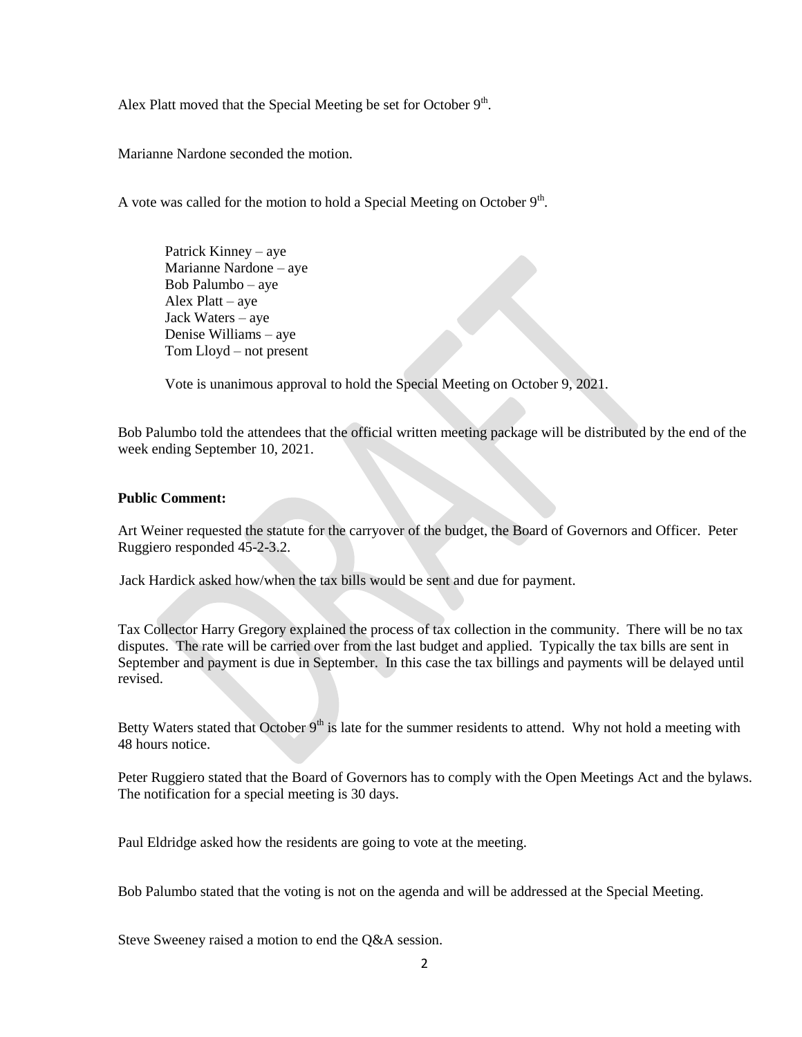Alex Platt moved that the Special Meeting be set for October 9th.

Marianne Nardone seconded the motion.

A vote was called for the motion to hold a Special Meeting on October 9th.

Patrick Kinney – aye  
Marianne Nardone – aye  
Bob Palumbo – aye  
Alex Platt – aye  
Jack Waters – aye  
Denise Williams – aye  
Tom Lloyd – not present

Vote is unanimous approval to hold the Special Meeting on October 9, 2021.

Bob Palumbo told the attendees that the official written meeting package will be distributed by the end of the week ending September 10, 2021.

**Public Comment:**

Art Weiner requested the statute for the carryover of the budget, the Board of Governors and Officer. Peter Ruggiero responded 45-2-3.2.

Jack Hardick asked how/when the tax bills would be sent and due for payment.

Tax Collector Harry Gregory explained the process of tax collection in the community. There will be no tax disputes. The rate will be carried over from the last budget and applied. Typically the tax bills are sent in September and payment is due in September. In this case the tax billings and payments will be delayed until revised.

Betty Waters stated that October 9th is late for the summer residents to attend. Why not hold a meeting with 48 hours notice.

Peter Ruggiero stated that the Board of Governors has to comply with the Open Meetings Act and the bylaws. The notification for a special meeting is 30 days.

Paul Eldridge asked how the residents are going to vote at the meeting.

Bob Palumbo stated that the voting is not on the agenda and will be addressed at the Special Meeting.

Steve Sweeney raised a motion to end the Q&A session.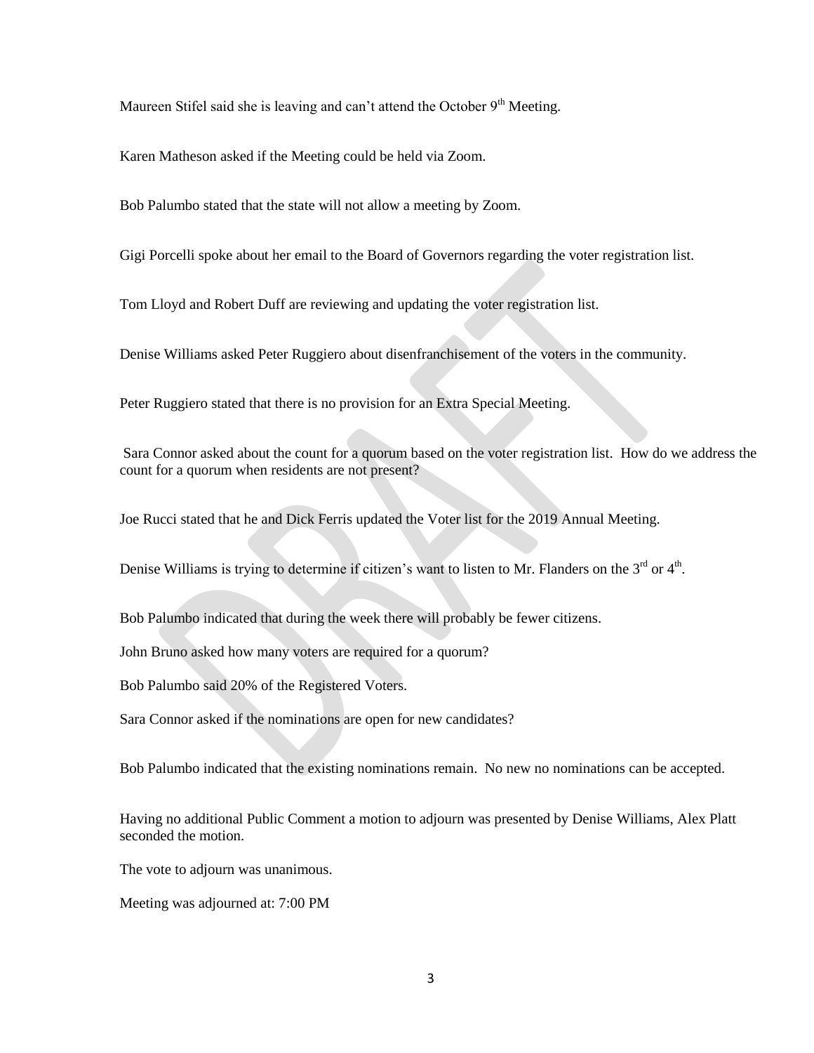Maureen Stifel said she is leaving and can't attend the October 9th Meeting.

Karen Matheson asked if the Meeting could be held via Zoom.

Bob Palumbo stated that the state will not allow a meeting by Zoom.

Gigi Porcelli spoke about her email to the Board of Governors regarding the voter registration list.

Tom Lloyd and Robert Duff are reviewing and updating the voter registration list.

Denise Williams asked Peter Ruggiero about disenfranchisement of the voters in the community.

Peter Ruggiero stated that there is no provision for an Extra Special Meeting.

Sara Connor asked about the count for a quorum based on the voter registration list. How do we address the count for a quorum when residents are not present?

Joe Rucci stated that he and Dick Ferris updated the Voter list for the 2019 Annual Meeting.

Denise Williams is trying to determine if citizen's want to listen to Mr. Flanders on the 3rd or 4th.

Bob Palumbo indicated that during the week there will probably be fewer citizens.

John Bruno asked how many voters are required for a quorum?

Bob Palumbo said 20% of the Registered Voters.

Sara Connor asked if the nominations are open for new candidates?

Bob Palumbo indicated that the existing nominations remain. No new no nominations can be accepted.

Having no additional Public Comment a motion to adjourn was presented by Denise Williams, Alex Platt seconded the motion.

The vote to adjourn was unanimous.

Meeting was adjourned at: 7:00 PM